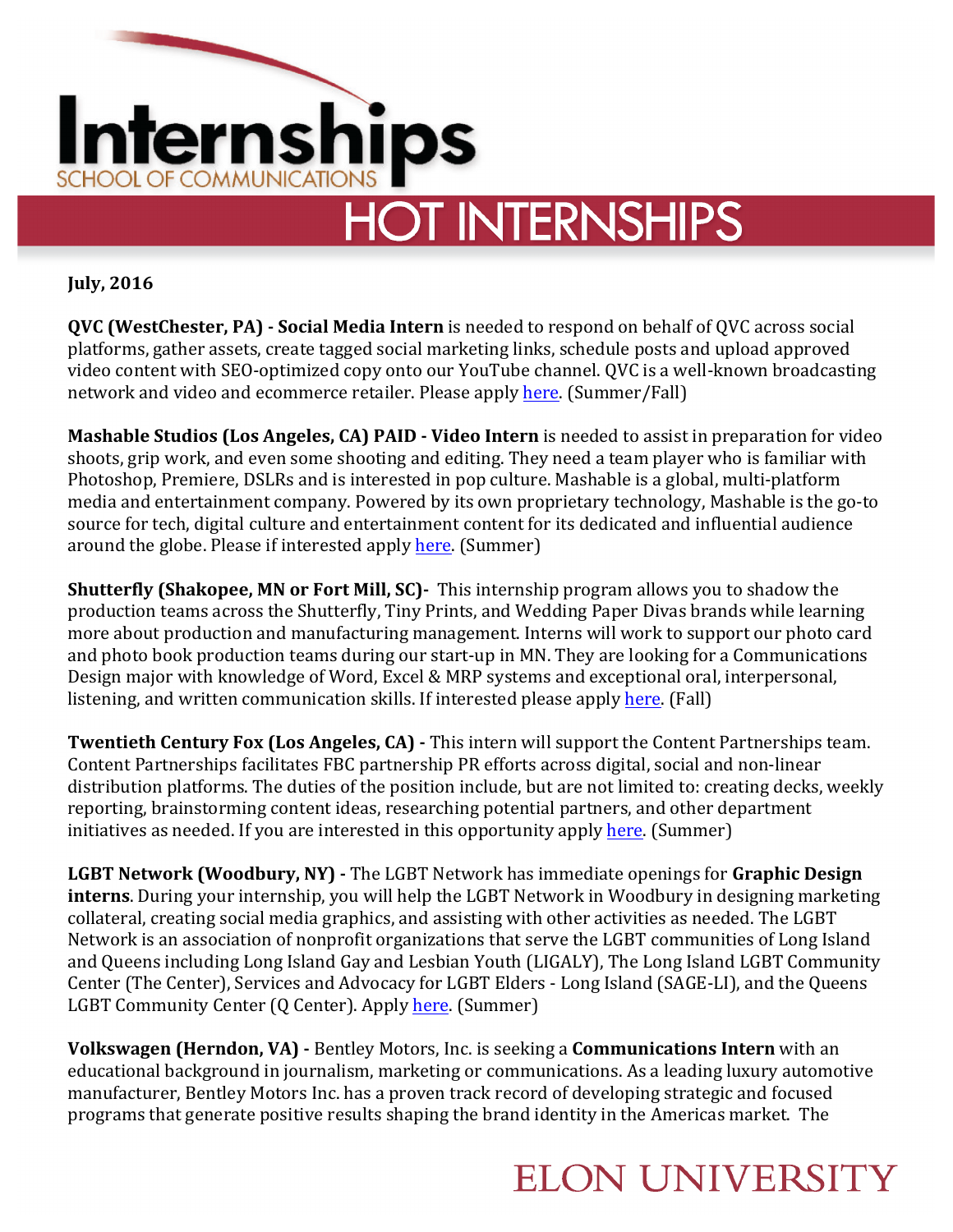# Internships

SCHOOL OF COMMUNICATIONS

## HOT INTERNSHIPS

**July, 2016**

**QVC (WestChester, PA) - Social Media Intern** is needed to respond on behalf of QVC across social platforms, gather assets, create tagged social marketing links, schedule posts and upload approved video content with SEO-optimized copy onto our YouTube channel. QVC is a well-known broadcasting network and video and ecommerce retailer. Please apply here. (Summer/Fall)

**Mashable Studios (Los Angeles, CA) PAID - Video Intern** is needed to assist in preparation for video shoots, grip work, and even some shooting and editing. They need a team player who is familiar with Photoshop, Premiere, DSLRs and is interested in pop culture. Mashable is a global, multi-platform media and entertainment company. Powered by its own proprietary technology, Mashable is the go-to source for tech, digital culture and entertainment content for its dedicated and influential audience around the globe. Please if interested apply here. (Summer)

**Shutterfly (Shakopee, MN or Fort Mill, SC)-** This internship program allows you to shadow the production teams across the Shutterfly, Tiny Prints, and Wedding Paper Divas brands while learning more about production and manufacturing management. Interns will work to support our photo card and photo book production teams during our start-up in MN. They are looking for a Communications Design major with knowledge of Word, Excel & MRP systems and exceptional oral, interpersonal, listening, and written communication skills. If interested please apply here. (Fall)

**Twentieth Century Fox (Los Angeles, CA) -** This intern will support the Content Partnerships team. Content Partnerships facilitates FBC partnership PR efforts across digital, social and non-linear distribution platforms. The duties of the position include, but are not limited to: creating decks, weekly reporting, brainstorming content ideas, researching potential partners, and other department initiatives as needed. If you are interested in this opportunity apply here. (Summer)

**LGBT Network (Woodbury, NY) -** The LGBT Network has immediate openings for **Graphic Design interns**. During your internship, you will help the LGBT Network in Woodbury in designing marketing collateral, creating social media graphics, and assisting with other activities as needed. The LGBT Network is an association of nonprofit organizations that serve the LGBT communities of Long Island and Queens including Long Island Gay and Lesbian Youth (LIGALY), The Long Island LGBT Community Center (The Center), Services and Advocacy for LGBT Elders - Long Island (SAGE-LI), and the Queens LGBT Community Center (Q Center). Apply here. (Summer)

**Volkswagen (Herndon, VA) -** Bentley Motors, Inc. is seeking a **Communications Intern** with an educational background in journalism, marketing or communications. As a leading luxury automotive manufacturer, Bentley Motors Inc. has a proven track record of developing strategic and focused programs that generate positive results shaping the brand identity in the Americas market. The

ELON UNIVERSITY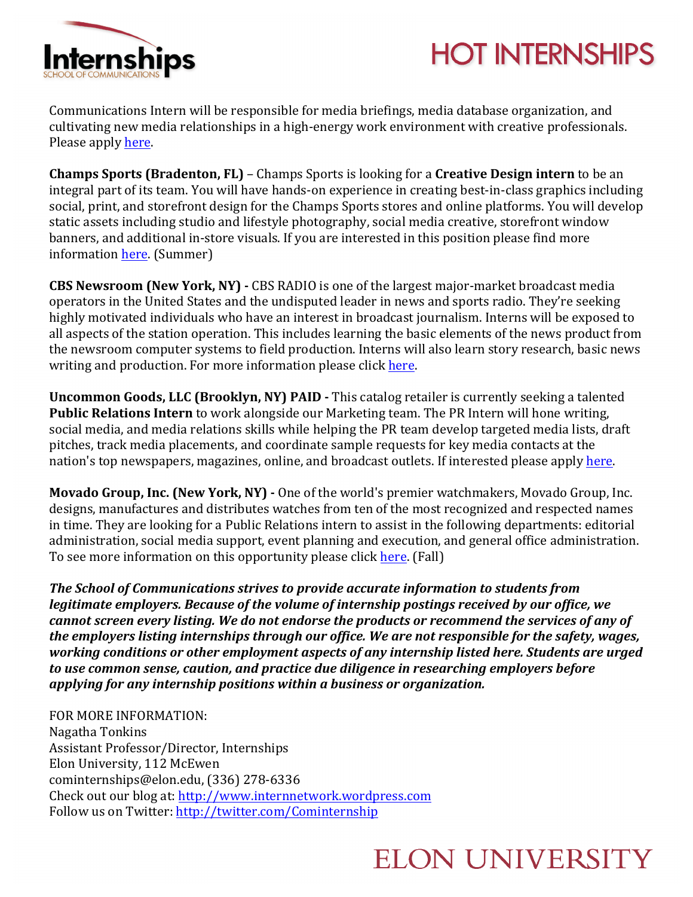Communications Intern will be responsible for media briefings, media database organization, and cultivating new media relationships in a high-energy work environment with creative professionals. Please apply here.

**Champs Sports (Bradenton, FL)** – Champs Sports is looking for a **Creative Design intern** to be an integral part of its team. You will have hands-on experience in creating best-in-class graphics including social, print, and storefront design for the Champs Sports stores and online platforms. You will develop static assets including studio and lifestyle photography, social media creative, storefront window banners, and additional in-store visuals. If you are interested in this position please find more information here. (Summer)

**CBS Newsroom (New York, NY) -** CBS RADIO is one of the largest major-market broadcast media operators in the United States and the undisputed leader in news and sports radio. They're seeking highly motivated individuals who have an interest in broadcast journalism. Interns will be exposed to all aspects of the station operation. This includes learning the basic elements of the news product from the newsroom computer systems to field production. Interns will also learn story research, basic news writing and production. For more information please click here.

**Uncommon Goods, LLC (Brooklyn, NY) PAID -** This catalog retailer is currently seeking a talented **Public Relations Intern** to work alongside our Marketing team. The PR Intern will hone writing, social media, and media relations skills while helping the PR team develop targeted media lists, draft pitches, track media placements, and coordinate sample requests for key media contacts at the nation's top newspapers, magazines, online, and broadcast outlets. If interested please apply here.

**Movado Group, Inc. (New York, NY) -** One of the world's premier watchmakers, Movado Group, Inc. designs, manufactures and distributes watches from ten of the most recognized and respected names in time. They are looking for a Public Relations intern to assist in the following departments: editorial administration, social media support, event planning and execution, and general office administration. To see more information on this opportunity please click here. (Fall)

***The School of Communications strives to provide accurate information to students from legitimate employers. Because of the volume of internship postings received by our office, we cannot screen every listing. We do not endorse the products or recommend the services of any of the employers listing internships through our office. We are not responsible for the safety, wages, working conditions or other employment aspects of any internship listed here. Students are urged to use common sense, caution, and practice due diligence in researching employers before applying for any internship positions within a business or organization.***

FOR MORE INFORMATION:
Nagatha Tonkins
Assistant Professor/Director, Internships
Elon University, 112 McEwen
cominternships@elon.edu, (336) 278-6336
Check out our blog at: http://www.internnetwork.wordpress.com
Follow us on Twitter: http://twitter.com/Cominternship